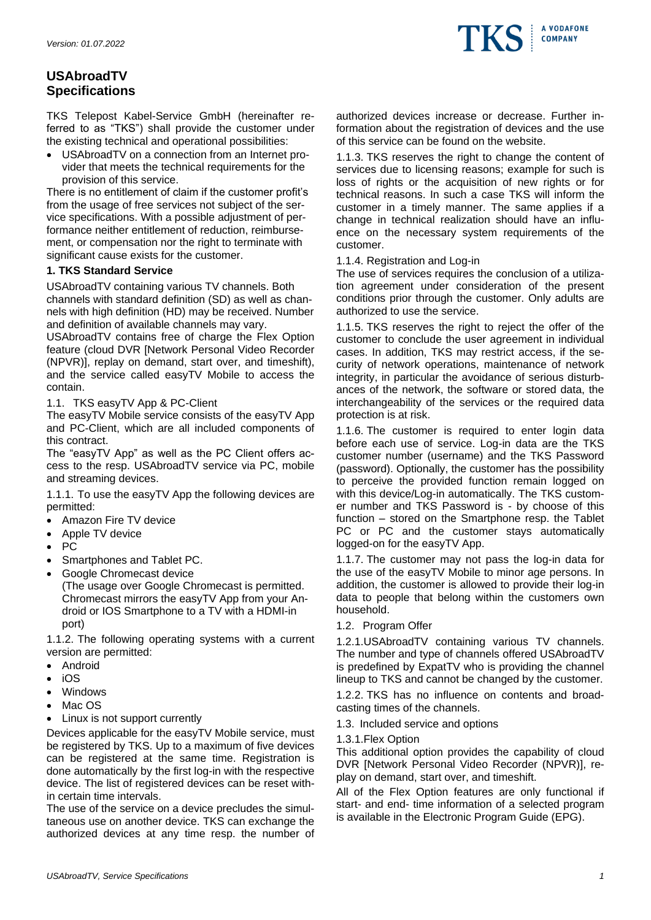Version: 01.07.2022

# USAbroadTV Specifications

TKS Telepost Kabel-Service GmbH (hereinafter referred to as "TKS") shall provide the customer under the existing technical and operational possibilities:

- USAbroadTV on a connection from an Internet provider that meets the technical requirements for the provision of this service.

There is no entitlement of claim if the customer profit's from the usage of free services not subject of the service specifications. With a possible adjustment of performance neither entitlement of reduction, reimbursement, or compensation nor the right to terminate with significant cause exists for the customer.

## 1. TKS Standard Service

USAbroadTV containing various TV channels. Both channels with standard definition (SD) as well as channels with high definition (HD) may be received. Number and definition of available channels may vary.

USAbroadTV contains free of charge the Flex Option feature (cloud DVR [Network Personal Video Recorder (NPVR)], replay on demand, start over, and timeshift), and the service called easyTV Mobile to access the contain.

### 1.1. TKS easyTV App & PC-Client

The easyTV Mobile service consists of the easyTV App and PC-Client, which are all included components of this contract.

The "easyTV App" as well as the PC Client offers access to the resp. USAbroadTV service via PC, mobile and streaming devices.

1.1.1. To use the easyTV App the following devices are permitted:

- Amazon Fire TV device
- Apple TV device
- PC
- Smartphones and Tablet PC.
- Google Chromecast device
  (The usage over Google Chromecast is permitted. Chromecast mirrors the easyTV App from your Android or IOS Smartphone to a TV with a HDMI-in port)

1.1.2. The following operating systems with a current version are permitted:

- Android
- iOS
- Windows
- Mac OS
- Linux is not support currently

Devices applicable for the easyTV Mobile service, must be registered by TKS. Up to a maximum of five devices can be registered at the same time. Registration is done automatically by the first log-in with the respective device. The list of registered devices can be reset within certain time intervals.

The use of the service on a device precludes the simultaneous use on another device. TKS can exchange the authorized devices at any time resp. the number of authorized devices increase or decrease. Further information about the registration of devices and the use of this service can be found on the website.

1.1.3. TKS reserves the right to change the content of services due to licensing reasons; example for such is loss of rights or the acquisition of new rights or for technical reasons. In such a case TKS will inform the customer in a timely manner. The same applies if a change in technical realization should have an influence on the necessary system requirements of the customer.

1.1.4. Registration and Log-in

The use of services requires the conclusion of a utilization agreement under consideration of the present conditions prior through the customer. Only adults are authorized to use the service.

1.1.5. TKS reserves the right to reject the offer of the customer to conclude the user agreement in individual cases. In addition, TKS may restrict access, if the security of network operations, maintenance of network integrity, in particular the avoidance of serious disturbances of the network, the software or stored data, the interchangeability of the services or the required data protection is at risk.

1.1.6. The customer is required to enter login data before each use of service. Log-in data are the TKS customer number (username) and the TKS Password (password). Optionally, the customer has the possibility to perceive the provided function remain logged on with this device/Log-in automatically. The TKS customer number and TKS Password is - by choose of this function – stored on the Smartphone resp. the Tablet PC or PC and the customer stays automatically logged-on for the easyTV App.

1.1.7. The customer may not pass the log-in data for the use of the easyTV Mobile to minor age persons. In addition, the customer is allowed to provide their log-in data to people that belong within the customers own household.

### 1.2. Program Offer

1.2.1. USAbroadTV containing various TV channels. The number and type of channels offered USAbroadTV is predefined by ExpatTV who is providing the channel lineup to TKS and cannot be changed by the customer.

1.2.2. TKS has no influence on contents and broadcasting times of the channels.

### 1.3. Included service and options

1.3.1. Flex Option

This additional option provides the capability of cloud DVR [Network Personal Video Recorder (NPVR)], replay on demand, start over, and timeshift.

All of the Flex Option features are only functional if start- and end- time information of a selected program is available in the Electronic Program Guide (EPG).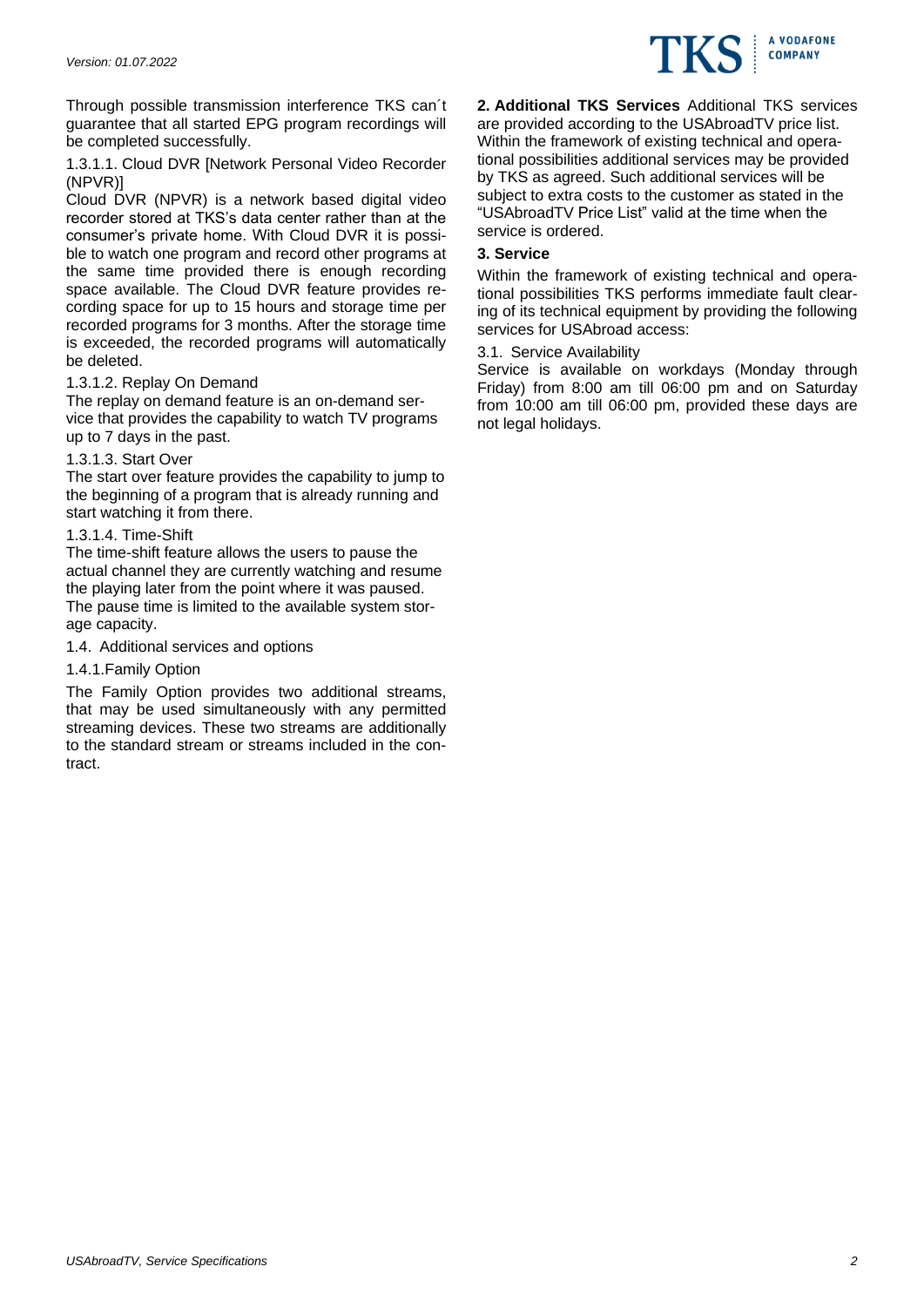Through possible transmission interference TKS can´t guarantee that all started EPG program recordings will be completed successfully.

1.3.1.1. Cloud DVR [Network Personal Video Recorder (NPVR)]

Cloud DVR (NPVR) is a network based digital video recorder stored at TKS's data center rather than at the consumer's private home. With Cloud DVR it is possible to watch one program and record other programs at the same time provided there is enough recording space available. The Cloud DVR feature provides recording space for up to 15 hours and storage time per recorded programs for 3 months. After the storage time is exceeded, the recorded programs will automatically be deleted.

1.3.1.2. Replay On Demand

The replay on demand feature is an on-demand service that provides the capability to watch TV programs up to 7 days in the past.

1.3.1.3. Start Over

The start over feature provides the capability to jump to the beginning of a program that is already running and start watching it from there.

1.3.1.4. Time-Shift

The time-shift feature allows the users to pause the actual channel they are currently watching and resume the playing later from the point where it was paused. The pause time is limited to the available system storage capacity.

1.4. Additional services and options

1.4.1.Family Option

The Family Option provides two additional streams, that may be used simultaneously with any permitted streaming devices. These two streams are additionally to the standard stream or streams included in the contract.

**2. Additional TKS Services** Additional TKS services are provided according to the USAbroadTV price list. Within the framework of existing technical and operational possibilities additional services may be provided by TKS as agreed. Such additional services will be subject to extra costs to the customer as stated in the "USAbroadTV Price List" valid at the time when the service is ordered.

**3. Service**

Within the framework of existing technical and operational possibilities TKS performs immediate fault clearing of its technical equipment by providing the following services for USAbroad access:

3.1. Service Availability

Service is available on workdays (Monday through Friday) from 8:00 am till 06:00 pm and on Saturday from 10:00 am till 06:00 pm, provided these days are not legal holidays.